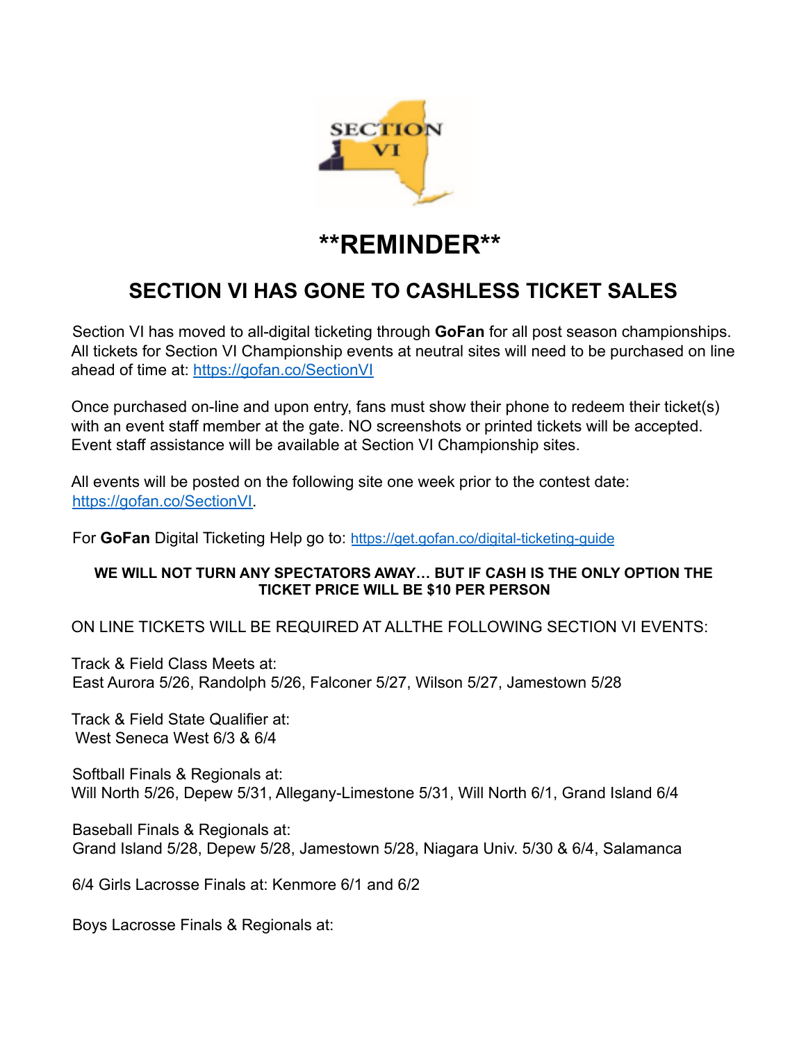# **REMINDER**

## SECTION VI HAS GONE TO CASHLESS TICKET SALES

Section VI has moved to all-digital ticketing through **GoFan** for all post season championships. All tickets for Section VI Championship events at neutral sites will need to be purchased on line ahead of time at: https://gofan.co/SectionVI

Once purchased on-line and upon entry, fans must show their phone to redeem their ticket(s) with an event staff member at the gate. NO screenshots or printed tickets will be accepted. Event staff assistance will be available at Section VI Championship sites.

All events will be posted on the following site one week prior to the contest date: https://gofan.co/SectionVI.

For **GoFan** Digital Ticketing Help go to: https://get.gofan.co/digital-ticketing-guide

**WE WILL NOT TURN ANY SPECTATORS AWAY… BUT IF CASH IS THE ONLY OPTION THE TICKET PRICE WILL BE $10 PER PERSON**

ON LINE TICKETS WILL BE REQUIRED AT ALLTHE FOLLOWING SECTION VI EVENTS:

Track & Field Class Meets at:
East Aurora 5/26, Randolph 5/26, Falconer 5/27, Wilson 5/27, Jamestown 5/28

Track & Field State Qualifier at:
West Seneca West 6/3 & 6/4

Softball Finals & Regionals at:
Will North 5/26, Depew 5/31, Allegany-Limestone 5/31, Will North 6/1, Grand Island 6/4

Baseball Finals & Regionals at:
Grand Island 5/28, Depew 5/28, Jamestown 5/28, Niagara Univ. 5/30 & 6/4, Salamanca

6/4 Girls Lacrosse Finals at: Kenmore 6/1 and 6/2

Boys Lacrosse Finals & Regionals at: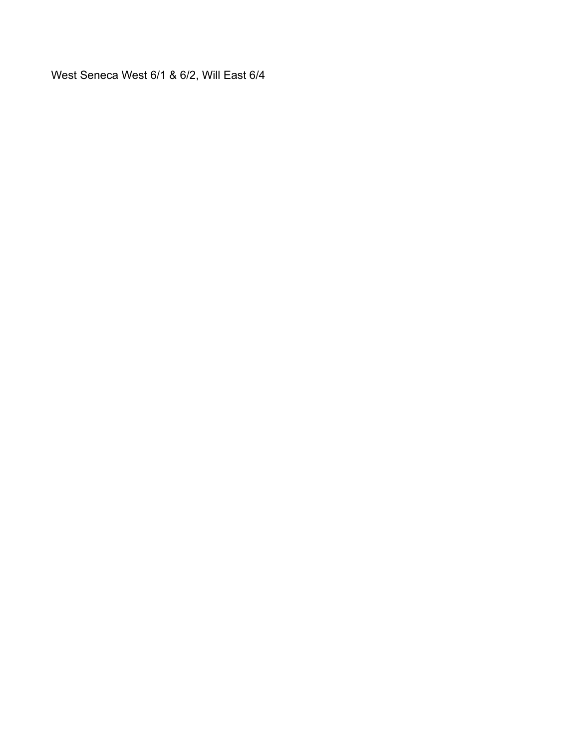West Seneca West 6/1 & 6/2, Will East 6/4